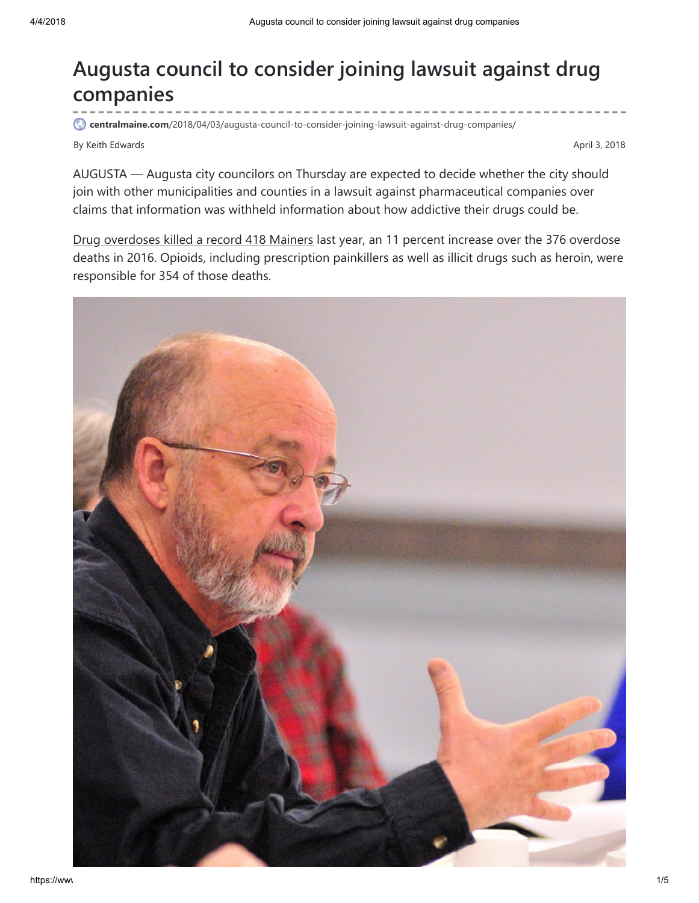# Augusta council to consider joining lawsuit against drug companies

centralmaine.com/2018/04/03/augusta-council-to-consider-joining-lawsuit-against-drug-companies/

By Keith Edwards

April 3, 2018

AUGUSTA — Augusta city councilors on Thursday are expected to decide whether the city should join with other municipalities and counties in a lawsuit against pharmaceutical companies over claims that information was withheld information about how addictive their drugs could be.

Drug overdoses killed a record 418 Mainers last year, an 11 percent increase over the 376 overdose deaths in 2016. Opioids, including prescription painkillers as well as illicit drugs such as heroin, were responsible for 354 of those deaths.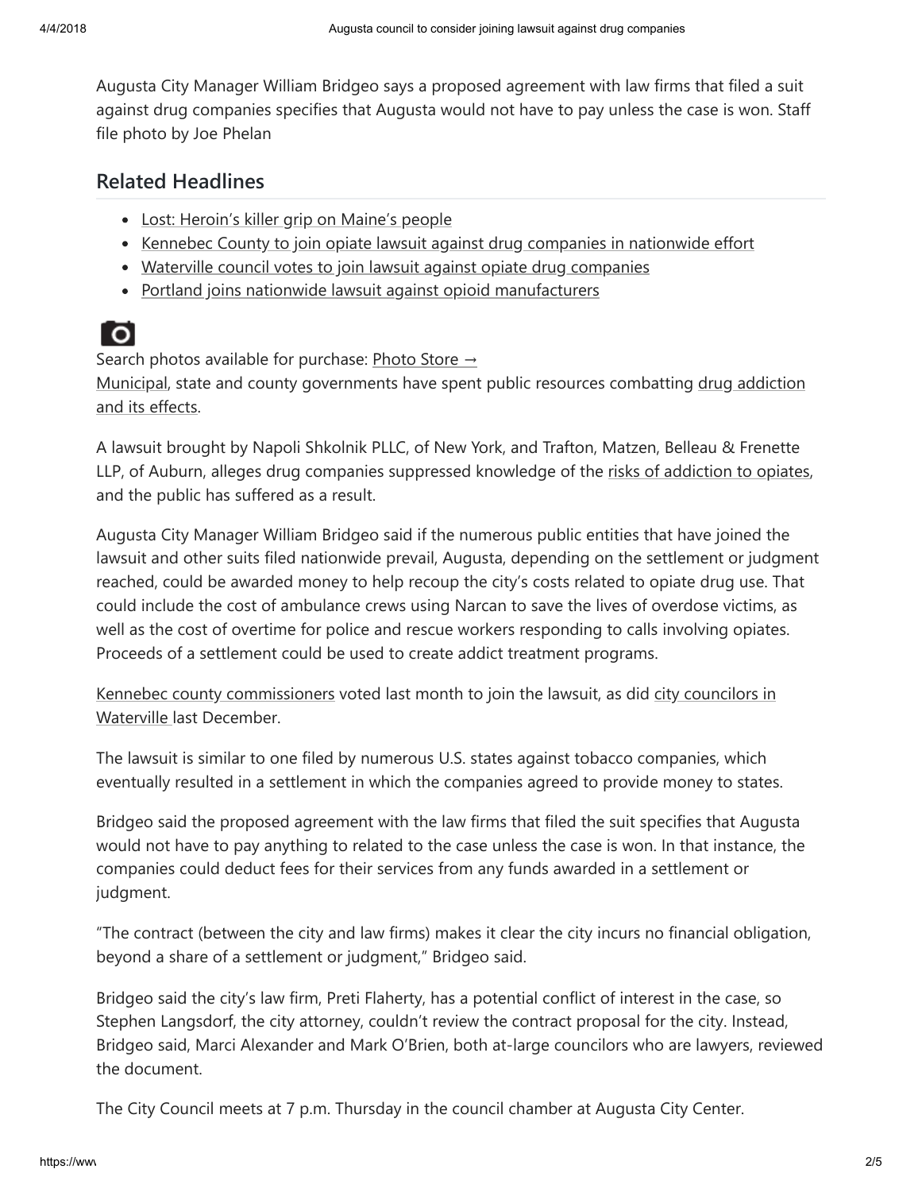Augusta City Manager William Bridgeo says a proposed agreement with law firms that filed a suit against drug companies specifies that Augusta would not have to pay unless the case is won. Staff file photo by Joe Phelan

## Related Headlines

- Lost: Heroin's killer grip on Maine's people
- Kennebec County to join opiate lawsuit against drug companies in nationwide effort
- Waterville council votes to join lawsuit against opiate drug companies
- Portland joins nationwide lawsuit against opioid manufacturers

Search photos available for purchase: Photo Store →

Municipal, state and county governments have spent public resources combatting drug addiction and its effects.

A lawsuit brought by Napoli Shkolnik PLLC, of New York, and Trafton, Matzen, Belleau & Frenette LLP, of Auburn, alleges drug companies suppressed knowledge of the risks of addiction to opiates, and the public has suffered as a result.

Augusta City Manager William Bridgeo said if the numerous public entities that have joined the lawsuit and other suits filed nationwide prevail, Augusta, depending on the settlement or judgment reached, could be awarded money to help recoup the city's costs related to opiate drug use. That could include the cost of ambulance crews using Narcan to save the lives of overdose victims, as well as the cost of overtime for police and rescue workers responding to calls involving opiates. Proceeds of a settlement could be used to create addict treatment programs.

Kennebec county commissioners voted last month to join the lawsuit, as did city councilors in Waterville last December.

The lawsuit is similar to one filed by numerous U.S. states against tobacco companies, which eventually resulted in a settlement in which the companies agreed to provide money to states.

Bridgeo said the proposed agreement with the law firms that filed the suit specifies that Augusta would not have to pay anything to related to the case unless the case is won. In that instance, the companies could deduct fees for their services from any funds awarded in a settlement or judgment.

"The contract (between the city and law firms) makes it clear the city incurs no financial obligation, beyond a share of a settlement or judgment," Bridgeo said.

Bridgeo said the city's law firm, Preti Flaherty, has a potential conflict of interest in the case, so Stephen Langsdorf, the city attorney, couldn't review the contract proposal for the city. Instead, Bridgeo said, Marci Alexander and Mark O'Brien, both at-large councilors who are lawyers, reviewed the document.

The City Council meets at 7 p.m. Thursday in the council chamber at Augusta City Center.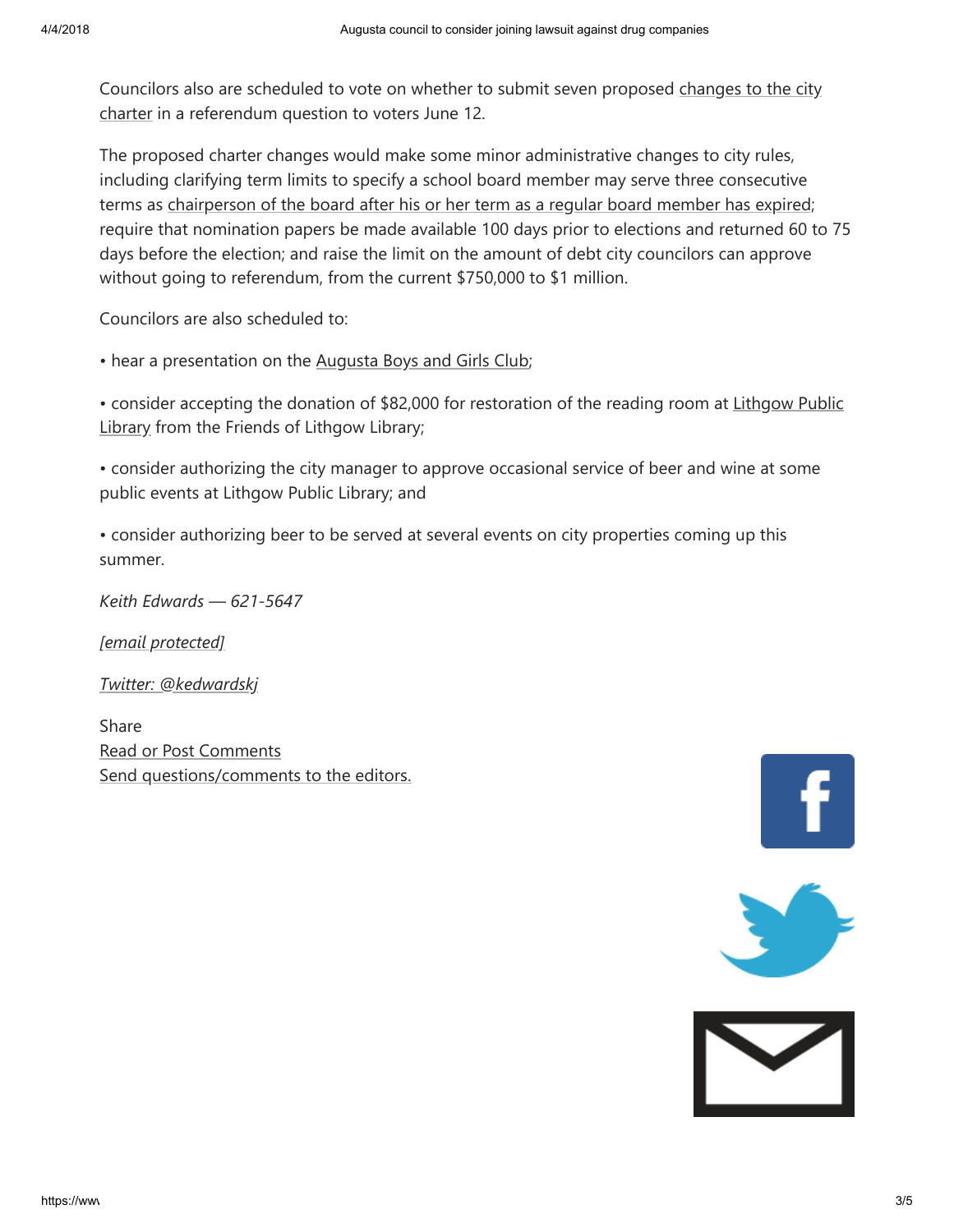Councilors also are scheduled to vote on whether to submit seven proposed changes to the city charter in a referendum question to voters June 12.

The proposed charter changes would make some minor administrative changes to city rules, including clarifying term limits to specify a school board member may serve three consecutive terms as chairperson of the board after his or her term as a regular board member has expired; require that nomination papers be made available 100 days prior to elections and returned 60 to 75 days before the election; and raise the limit on the amount of debt city councilors can approve without going to referendum, from the current $750,000 to $1 million.

Councilors are also scheduled to:

• hear a presentation on the Augusta Boys and Girls Club;

• consider accepting the donation of $82,000 for restoration of the reading room at Lithgow Public Library from the Friends of Lithgow Library;

• consider authorizing the city manager to approve occasional service of beer and wine at some public events at Lithgow Public Library; and

• consider authorizing beer to be served at several events on city properties coming up this summer.

*Keith Edwards — 621-5647*

*[email protected]*

*Twitter: @kedwardskj*

Share
Read or Post Comments
Send questions/comments to the editors.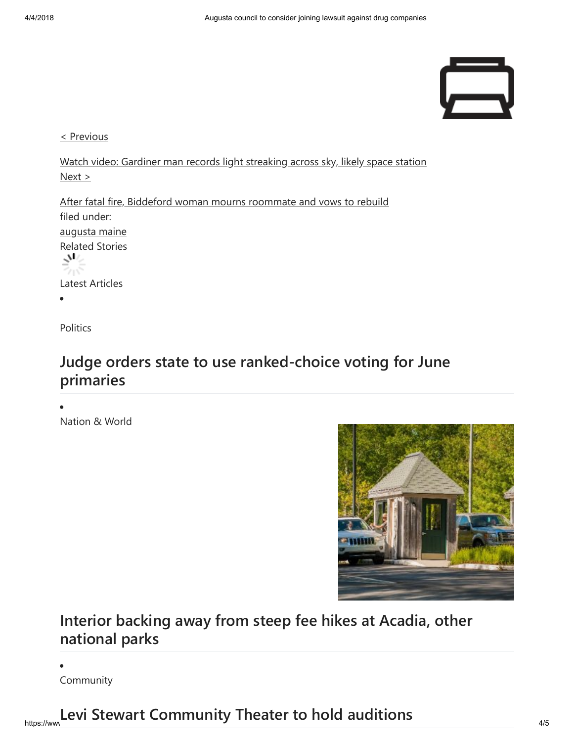< Previous

Watch video: Gardiner man records light streaking across sky, likely space station

Next >

After fatal fire, Biddeford woman mourns roommate and vows to rebuild

filed under:

augusta maine

Related Stories

Latest Articles

- Politics

## Judge orders state to use ranked-choice voting for June primaries

- Nation & World

## Interior backing away from steep fee hikes at Acadia, other national parks

- Community

## Levi Stewart Community Theater to hold auditions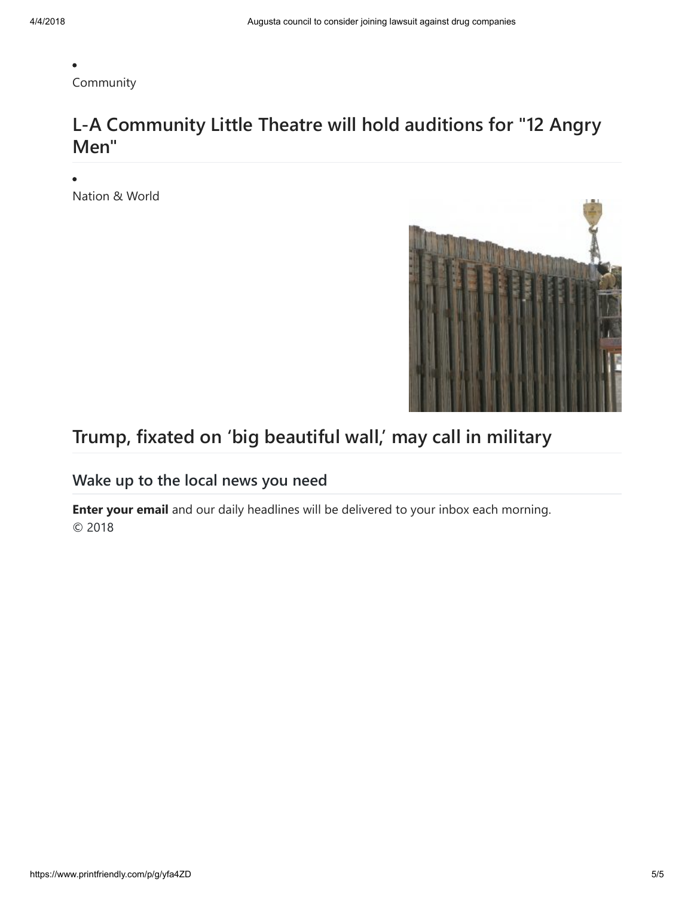- Community

## L-A Community Little Theatre will hold auditions for "12 Angry Men"

- Nation & World

## Trump, fixated on ‘big beautiful wall,’ may call in military

### Wake up to the local news you need

**Enter your email** and our daily headlines will be delivered to your inbox each morning.
© 2018